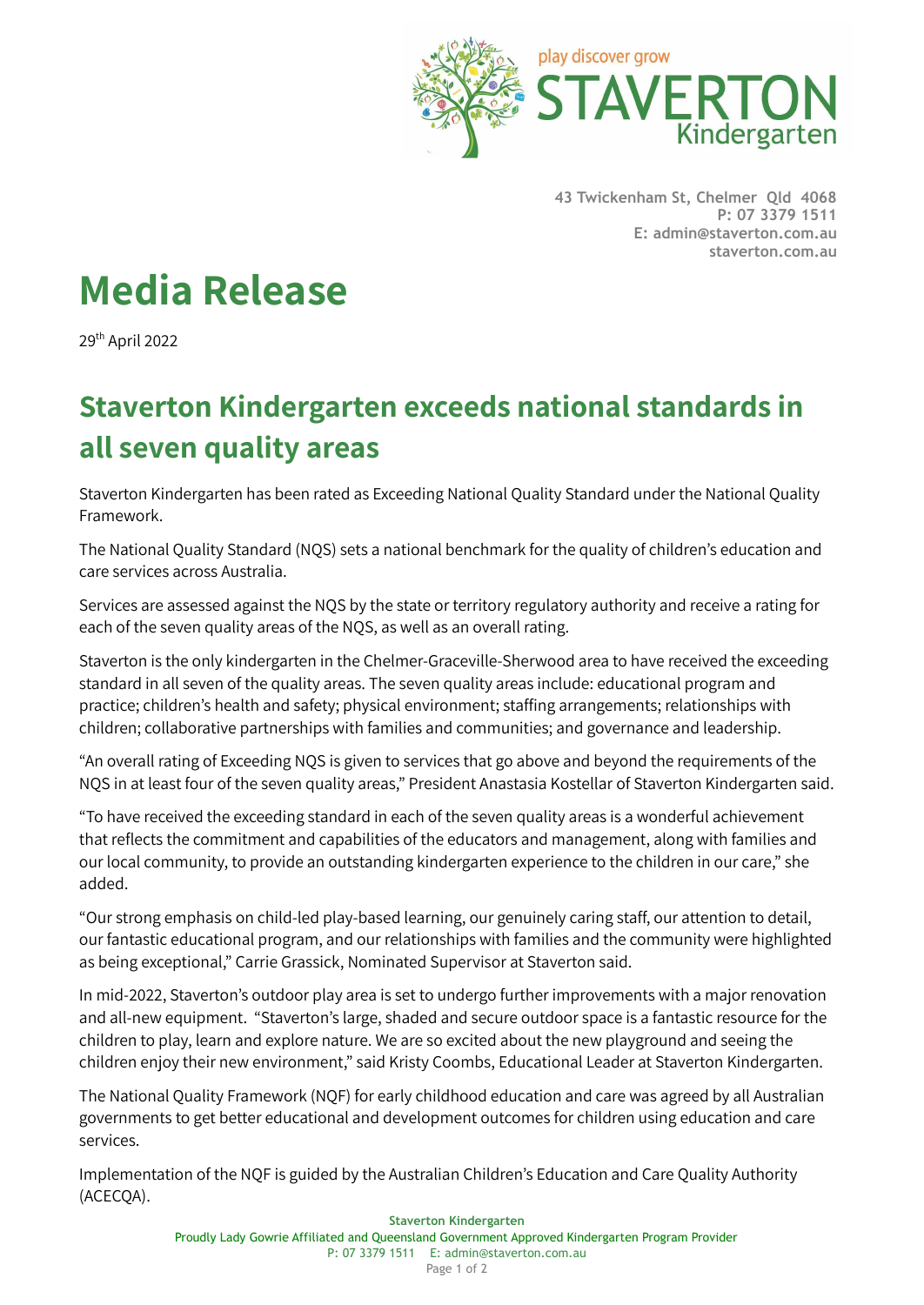play discover grow

**STAVERTON**
Kindergarten

**43 Twickenham St, Chelmer Qld 4068**
**P: 07 3379 1511**
**E: admin@staverton.com.au**
**staverton.com.au**

# Media Release

29th April 2022

## Staverton Kindergarten exceeds national standards in all seven quality areas

Staverton Kindergarten has been rated as Exceeding National Quality Standard under the National Quality Framework.

The National Quality Standard (NQS) sets a national benchmark for the quality of children's education and care services across Australia.

Services are assessed against the NQS by the state or territory regulatory authority and receive a rating for each of the seven quality areas of the NQS, as well as an overall rating.

Staverton is the only kindergarten in the Chelmer-Graceville-Sherwood area to have received the exceeding standard in all seven of the quality areas. The seven quality areas include: educational program and practice; children's health and safety; physical environment; staffing arrangements; relationships with children; collaborative partnerships with families and communities; and governance and leadership.

"An overall rating of Exceeding NQS is given to services that go above and beyond the requirements of the NQS in at least four of the seven quality areas," President Anastasia Kostellar of Staverton Kindergarten said.

"To have received the exceeding standard in each of the seven quality areas is a wonderful achievement that reflects the commitment and capabilities of the educators and management, along with families and our local community, to provide an outstanding kindergarten experience to the children in our care," she added.

"Our strong emphasis on child-led play-based learning, our genuinely caring staff, our attention to detail, our fantastic educational program, and our relationships with families and the community were highlighted as being exceptional," Carrie Grassick, Nominated Supervisor at Staverton said.

In mid-2022, Staverton's outdoor play area is set to undergo further improvements with a major renovation and all-new equipment. "Staverton's large, shaded and secure outdoor space is a fantastic resource for the children to play, learn and explore nature. We are so excited about the new playground and seeing the children enjoy their new environment," said Kristy Coombs, Educational Leader at Staverton Kindergarten.

The National Quality Framework (NQF) for early childhood education and care was agreed by all Australian governments to get better educational and development outcomes for children using education and care services.

Implementation of the NQF is guided by the Australian Children's Education and Care Quality Authority (ACECQA).

Staverton Kindergarten
Proudly Lady Gowrie Affiliated and Queensland Government Approved Kindergarten Program Provider
P: 07 3379 1511 E: admin@staverton.com.au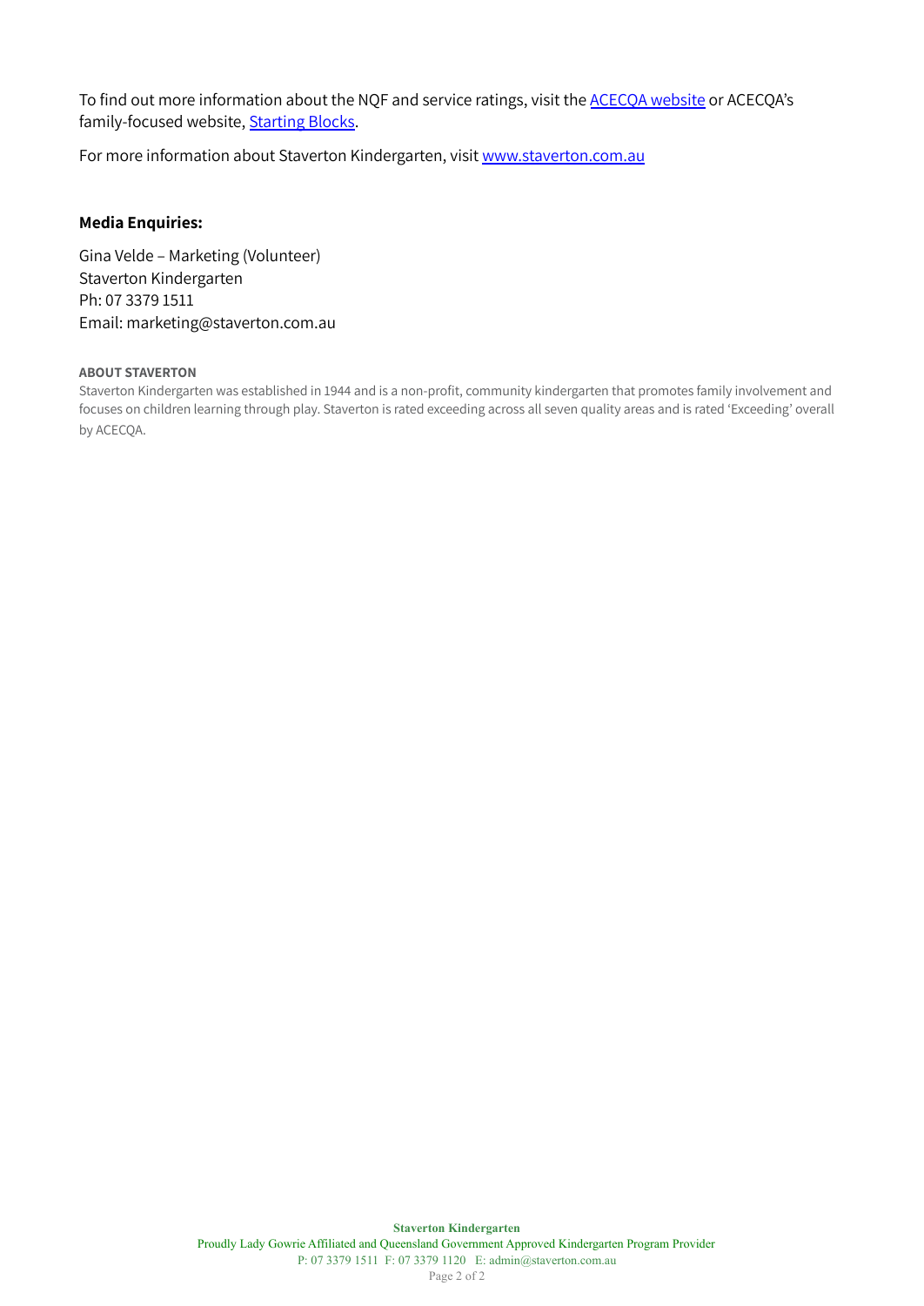To find out more information about the NQF and service ratings, visit the [ACECQA website]() or ACECQA's family-focused website, [Starting Blocks]().

For more information about Staverton Kindergarten, visit [www.staverton.com.au]()

**Media Enquiries:**

Gina Velde – Marketing (Volunteer)  
Staverton Kindergarten  
Ph: 07 3379 1511  
Email: marketing@staverton.com.au

**ABOUT STAVERTON**

Staverton Kindergarten was established in 1944 and is a non-profit, community kindergarten that promotes family involvement and focuses on children learning through play. Staverton is rated exceeding across all seven quality areas and is rated 'Exceeding' overall by ACECQA.

**Staverton Kindergarten**  
Proudly Lady Gowrie Affiliated and Queensland Government Approved Kindergarten Program Provider  
P: 07 3379 1511 F: 07 3379 1120 E: admin@staverton.com.au